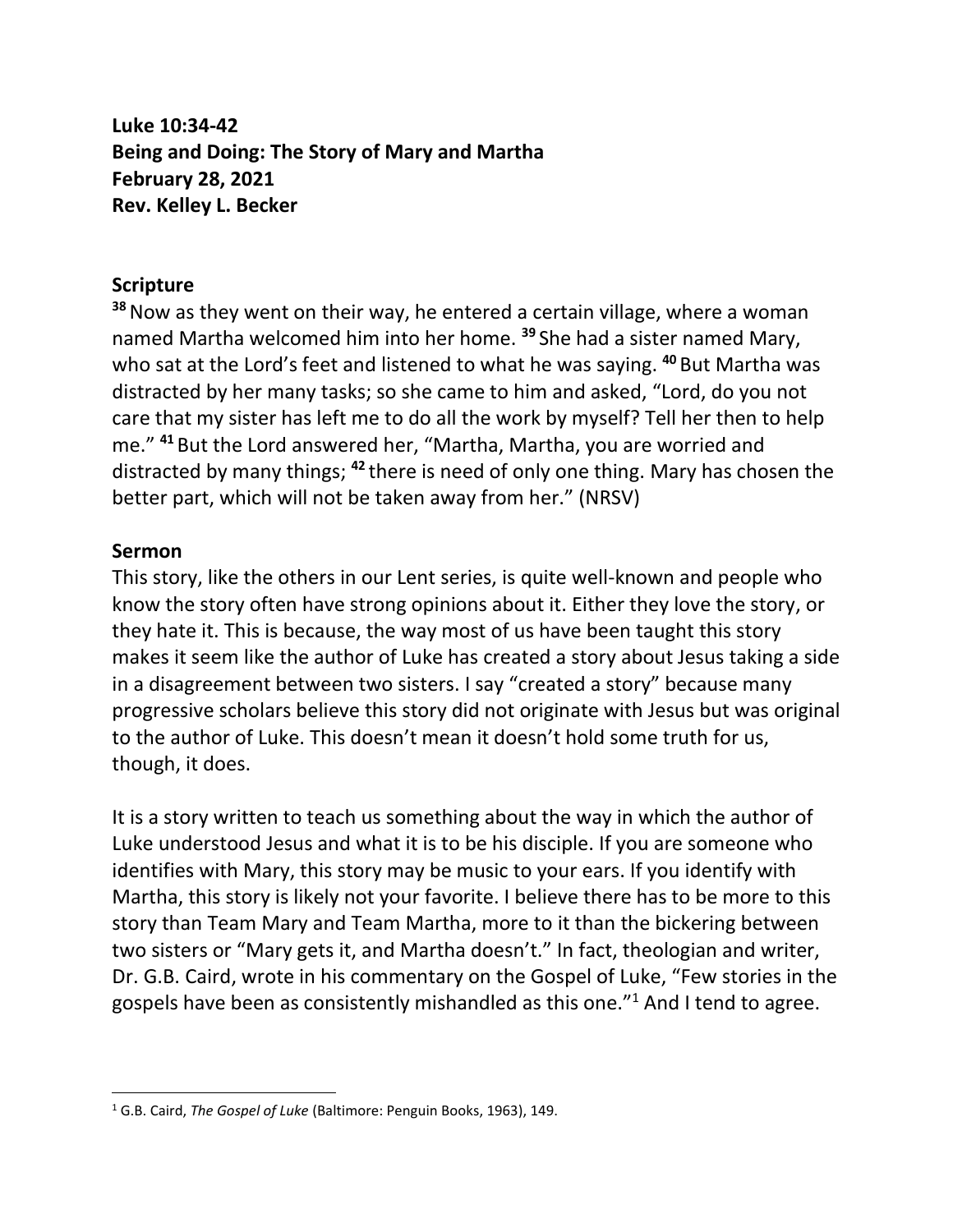**Luke 10:34-42**
**Being and Doing: The Story of Mary and Martha**
**February 28, 2021**
**Rev. Kelley L. Becker**

## Scripture

**38** Now as they went on their way, he entered a certain village, where a woman named Martha welcomed him into her home. **39** She had a sister named Mary, who sat at the Lord's feet and listened to what he was saying. **40** But Martha was distracted by her many tasks; so she came to him and asked, "Lord, do you not care that my sister has left me to do all the work by myself? Tell her then to help me." **41** But the Lord answered her, "Martha, Martha, you are worried and distracted by many things; **42** there is need of only one thing. Mary has chosen the better part, which will not be taken away from her." (NRSV)

## Sermon

This story, like the others in our Lent series, is quite well-known and people who know the story often have strong opinions about it. Either they love the story, or they hate it. This is because, the way most of us have been taught this story makes it seem like the author of Luke has created a story about Jesus taking a side in a disagreement between two sisters. I say "created a story" because many progressive scholars believe this story did not originate with Jesus but was original to the author of Luke. This doesn't mean it doesn't hold some truth for us, though, it does.

It is a story written to teach us something about the way in which the author of Luke understood Jesus and what it is to be his disciple. If you are someone who identifies with Mary, this story may be music to your ears. If you identify with Martha, this story is likely not your favorite. I believe there has to be more to this story than Team Mary and Team Martha, more to it than the bickering between two sisters or "Mary gets it, and Martha doesn't." In fact, theologian and writer, Dr. G.B. Caird, wrote in his commentary on the Gospel of Luke, "Few stories in the gospels have been as consistently mishandled as this one."[1] And I tend to agree.

---

[1] G.B. Caird, *The Gospel of Luke* (Baltimore: Penguin Books, 1963), 149.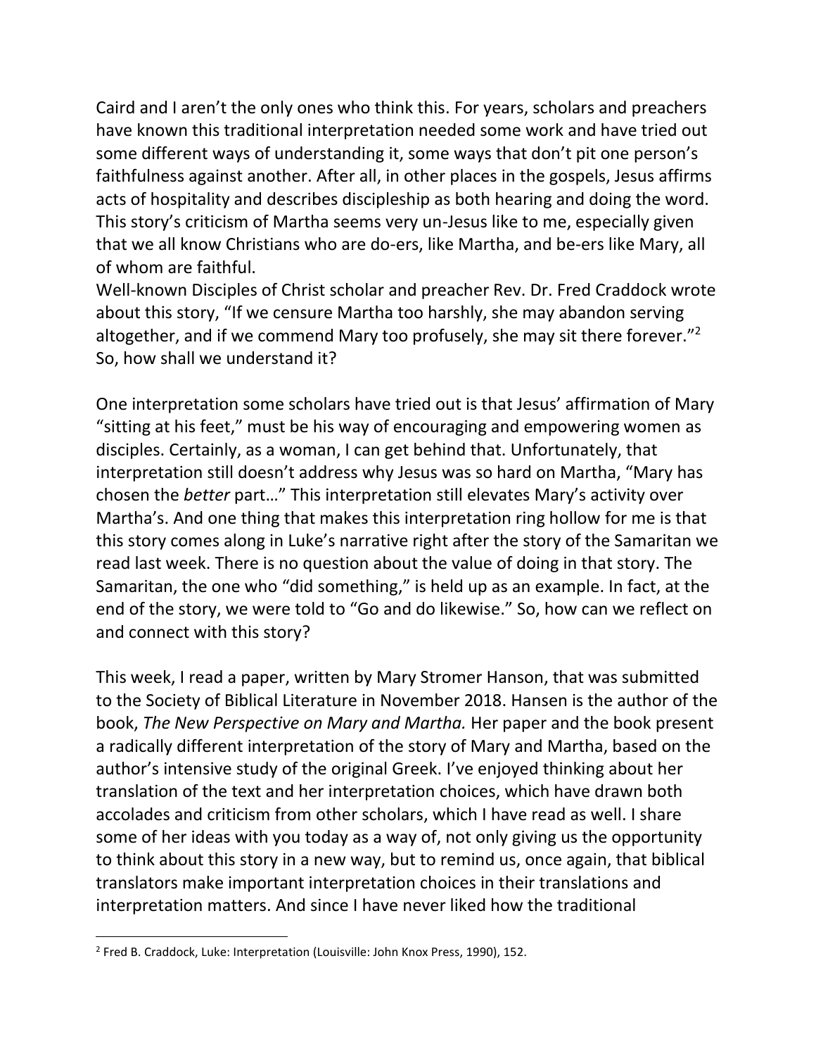Caird and I aren't the only ones who think this. For years, scholars and preachers have known this traditional interpretation needed some work and have tried out some different ways of understanding it, some ways that don't pit one person's faithfulness against another. After all, in other places in the gospels, Jesus affirms acts of hospitality and describes discipleship as both hearing and doing the word. This story's criticism of Martha seems very un-Jesus like to me, especially given that we all know Christians who are do-ers, like Martha, and be-ers like Mary, all of whom are faithful.

Well-known Disciples of Christ scholar and preacher Rev. Dr. Fred Craddock wrote about this story, "If we censure Martha too harshly, she may abandon serving altogether, and if we commend Mary too profusely, she may sit there forever."[2] So, how shall we understand it?

One interpretation some scholars have tried out is that Jesus' affirmation of Mary "sitting at his feet," must be his way of encouraging and empowering women as disciples. Certainly, as a woman, I can get behind that. Unfortunately, that interpretation still doesn't address why Jesus was so hard on Martha, "Mary has chosen the *better* part…" This interpretation still elevates Mary's activity over Martha's. And one thing that makes this interpretation ring hollow for me is that this story comes along in Luke's narrative right after the story of the Samaritan we read last week. There is no question about the value of doing in that story. The Samaritan, the one who "did something," is held up as an example. In fact, at the end of the story, we were told to "Go and do likewise." So, how can we reflect on and connect with this story?

This week, I read a paper, written by Mary Stromer Hanson, that was submitted to the Society of Biblical Literature in November 2018. Hansen is the author of the book, *The New Perspective on Mary and Martha.* Her paper and the book present a radically different interpretation of the story of Mary and Martha, based on the author's intensive study of the original Greek. I've enjoyed thinking about her translation of the text and her interpretation choices, which have drawn both accolades and criticism from other scholars, which I have read as well. I share some of her ideas with you today as a way of, not only giving us the opportunity to think about this story in a new way, but to remind us, once again, that biblical translators make important interpretation choices in their translations and interpretation matters. And since I have never liked how the traditional

[2] Fred B. Craddock, Luke: Interpretation (Louisville: John Knox Press, 1990), 152.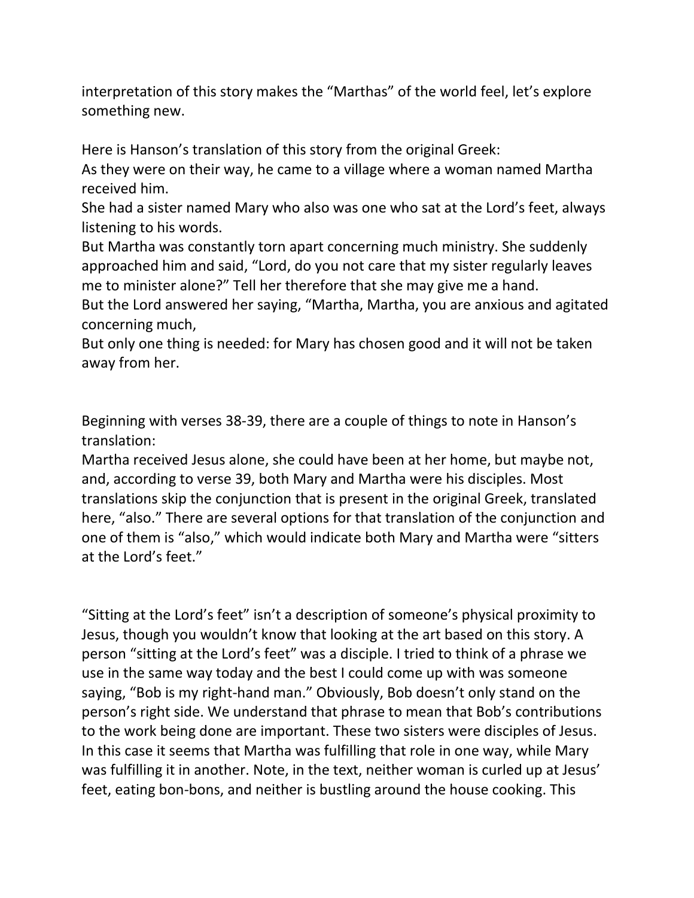interpretation of this story makes the "Marthas" of the world feel, let's explore something new.

Here is Hanson's translation of this story from the original Greek:
As they were on their way, he came to a village where a woman named Martha received him.
She had a sister named Mary who also was one who sat at the Lord's feet, always listening to his words.
But Martha was constantly torn apart concerning much ministry. She suddenly approached him and said, "Lord, do you not care that my sister regularly leaves me to minister alone?" Tell her therefore that she may give me a hand.
But the Lord answered her saying, "Martha, Martha, you are anxious and agitated concerning much,
But only one thing is needed: for Mary has chosen good and it will not be taken away from her.

Beginning with verses 38-39, there are a couple of things to note in Hanson's translation:
Martha received Jesus alone, she could have been at her home, but maybe not, and, according to verse 39, both Mary and Martha were his disciples. Most translations skip the conjunction that is present in the original Greek, translated here, "also." There are several options for that translation of the conjunction and one of them is "also," which would indicate both Mary and Martha were "sitters at the Lord's feet."

"Sitting at the Lord's feet" isn't a description of someone's physical proximity to Jesus, though you wouldn't know that looking at the art based on this story. A person "sitting at the Lord's feet" was a disciple. I tried to think of a phrase we use in the same way today and the best I could come up with was someone saying, "Bob is my right-hand man." Obviously, Bob doesn't only stand on the person's right side. We understand that phrase to mean that Bob's contributions to the work being done are important. These two sisters were disciples of Jesus. In this case it seems that Martha was fulfilling that role in one way, while Mary was fulfilling it in another. Note, in the text, neither woman is curled up at Jesus' feet, eating bon-bons, and neither is bustling around the house cooking. This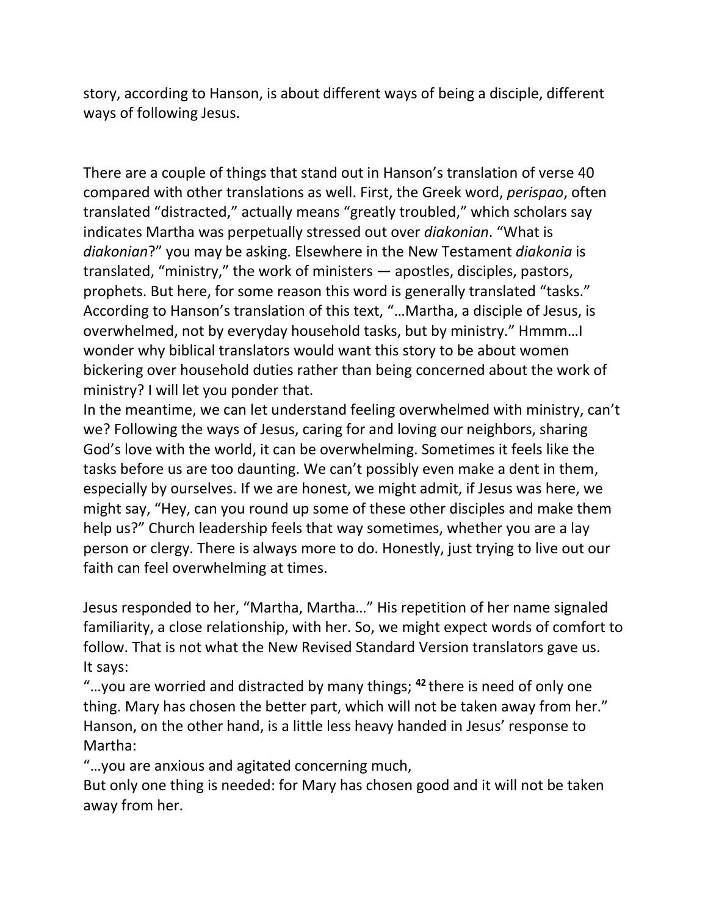story, according to Hanson, is about different ways of being a disciple, different ways of following Jesus.

There are a couple of things that stand out in Hanson's translation of verse 40 compared with other translations as well. First, the Greek word, *perispao*, often translated "distracted," actually means "greatly troubled," which scholars say indicates Martha was perpetually stressed out over *diakonian*. "What is *diakonian*?" you may be asking. Elsewhere in the New Testament *diakonia* is translated, "ministry," the work of ministers — apostles, disciples, pastors, prophets. But here, for some reason this word is generally translated "tasks." According to Hanson's translation of this text, "…Martha, a disciple of Jesus, is overwhelmed, not by everyday household tasks, but by ministry." Hmmm…I wonder why biblical translators would want this story to be about women bickering over household duties rather than being concerned about the work of ministry? I will let you ponder that.

In the meantime, we can let understand feeling overwhelmed with ministry, can't we? Following the ways of Jesus, caring for and loving our neighbors, sharing God's love with the world, it can be overwhelming. Sometimes it feels like the tasks before us are too daunting. We can't possibly even make a dent in them, especially by ourselves. If we are honest, we might admit, if Jesus was here, we might say, "Hey, can you round up some of these other disciples and make them help us?" Church leadership feels that way sometimes, whether you are a lay person or clergy. There is always more to do. Honestly, just trying to live out our faith can feel overwhelming at times.

Jesus responded to her, "Martha, Martha…" His repetition of her name signaled familiarity, a close relationship, with her. So, we might expect words of comfort to follow. That is not what the New Revised Standard Version translators gave us. It says:

"…you are worried and distracted by many things; **42** there is need of only one thing. Mary has chosen the better part, which will not be taken away from her."

Hanson, on the other hand, is a little less heavy handed in Jesus' response to Martha:

"…you are anxious and agitated concerning much,

But only one thing is needed: for Mary has chosen good and it will not be taken away from her.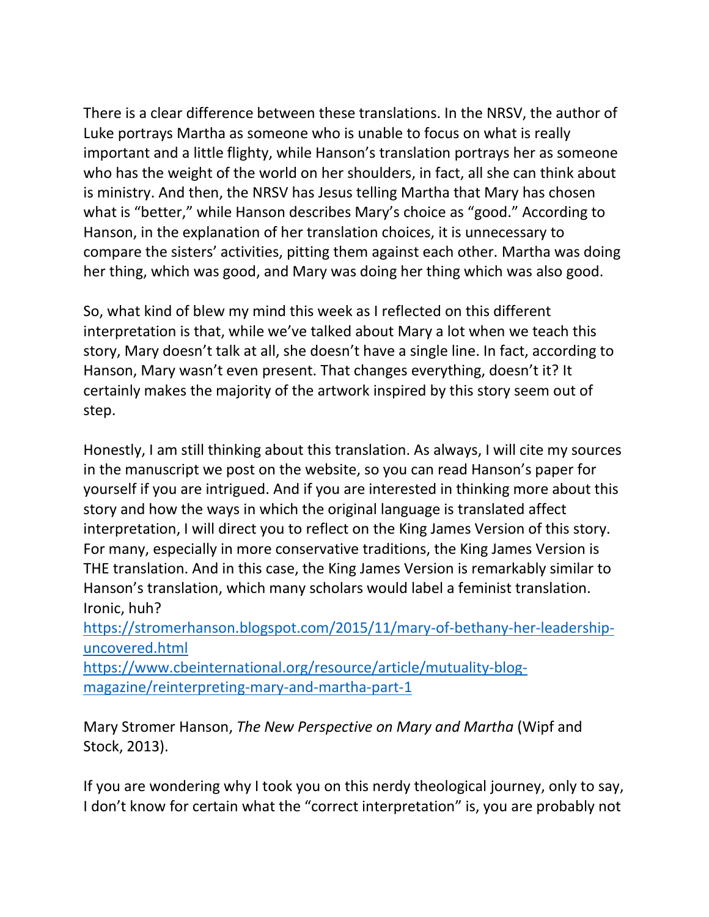There is a clear difference between these translations. In the NRSV, the author of Luke portrays Martha as someone who is unable to focus on what is really important and a little flighty, while Hanson's translation portrays her as someone who has the weight of the world on her shoulders, in fact, all she can think about is ministry. And then, the NRSV has Jesus telling Martha that Mary has chosen what is "better," while Hanson describes Mary's choice as "good." According to Hanson, in the explanation of her translation choices, it is unnecessary to compare the sisters' activities, pitting them against each other. Martha was doing her thing, which was good, and Mary was doing her thing which was also good.

So, what kind of blew my mind this week as I reflected on this different interpretation is that, while we've talked about Mary a lot when we teach this story, Mary doesn't talk at all, she doesn't have a single line. In fact, according to Hanson, Mary wasn't even present. That changes everything, doesn't it? It certainly makes the majority of the artwork inspired by this story seem out of step.

Honestly, I am still thinking about this translation. As always, I will cite my sources in the manuscript we post on the website, so you can read Hanson's paper for yourself if you are intrigued. And if you are interested in thinking more about this story and how the ways in which the original language is translated affect interpretation, I will direct you to reflect on the King James Version of this story. For many, especially in more conservative traditions, the King James Version is THE translation. And in this case, the King James Version is remarkably similar to Hanson's translation, which many scholars would label a feminist translation. Ironic, huh?
https://stromerhanson.blogspot.com/2015/11/mary-of-bethany-her-leadership-uncovered.html
https://www.cbeinternational.org/resource/article/mutuality-blog-magazine/reinterpreting-mary-and-martha-part-1

Mary Stromer Hanson, *The New Perspective on Mary and Martha* (Wipf and Stock, 2013).

If you are wondering why I took you on this nerdy theological journey, only to say, I don't know for certain what the "correct interpretation" is, you are probably not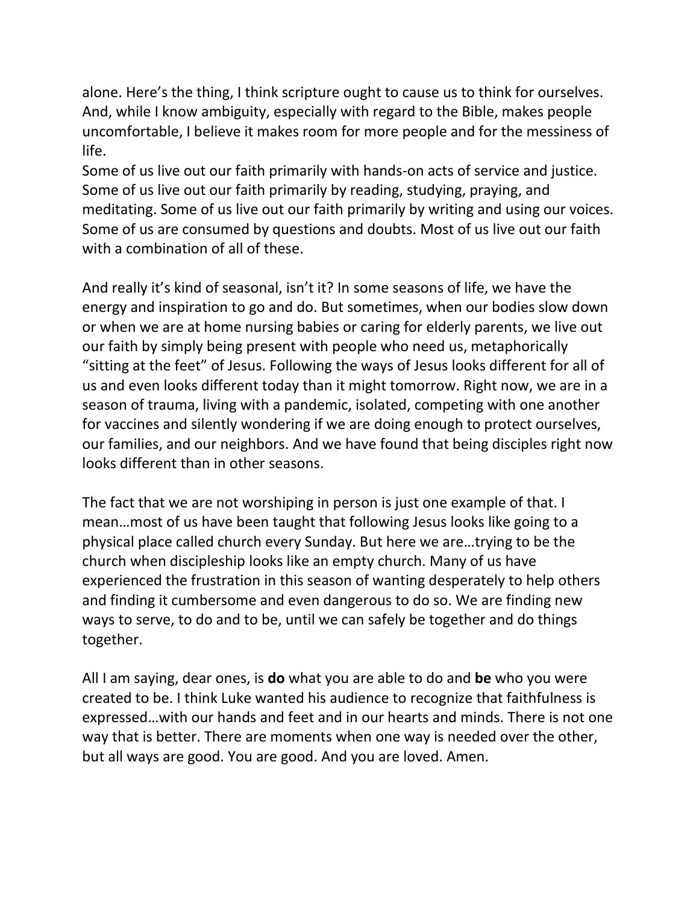alone. Here's the thing, I think scripture ought to cause us to think for ourselves. And, while I know ambiguity, especially with regard to the Bible, makes people uncomfortable, I believe it makes room for more people and for the messiness of life.

Some of us live out our faith primarily with hands-on acts of service and justice. Some of us live out our faith primarily by reading, studying, praying, and meditating. Some of us live out our faith primarily by writing and using our voices. Some of us are consumed by questions and doubts. Most of us live out our faith with a combination of all of these.

And really it's kind of seasonal, isn't it? In some seasons of life, we have the energy and inspiration to go and do. But sometimes, when our bodies slow down or when we are at home nursing babies or caring for elderly parents, we live out our faith by simply being present with people who need us, metaphorically "sitting at the feet" of Jesus. Following the ways of Jesus looks different for all of us and even looks different today than it might tomorrow. Right now, we are in a season of trauma, living with a pandemic, isolated, competing with one another for vaccines and silently wondering if we are doing enough to protect ourselves, our families, and our neighbors. And we have found that being disciples right now looks different than in other seasons.

The fact that we are not worshiping in person is just one example of that. I mean…most of us have been taught that following Jesus looks like going to a physical place called church every Sunday. But here we are…trying to be the church when discipleship looks like an empty church. Many of us have experienced the frustration in this season of wanting desperately to help others and finding it cumbersome and even dangerous to do so. We are finding new ways to serve, to do and to be, until we can safely be together and do things together.

All I am saying, dear ones, is **do** what you are able to do and **be** who you were created to be. I think Luke wanted his audience to recognize that faithfulness is expressed…with our hands and feet and in our hearts and minds. There is not one way that is better. There are moments when one way is needed over the other, but all ways are good. You are good. And you are loved. Amen.